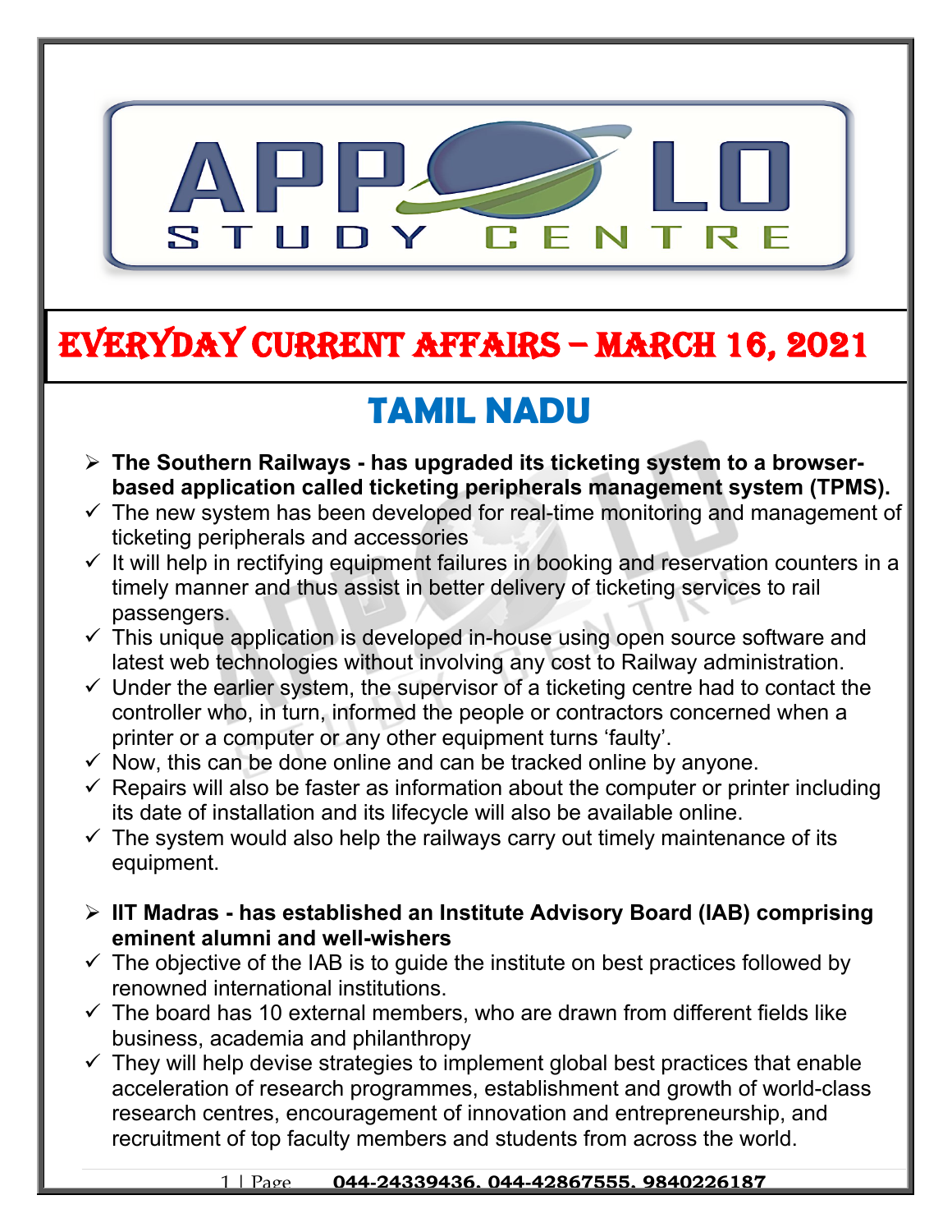# EVERYDAY CURRENT AFFAIRS – MARCH 16, 2021

## TAMIL NADU

- **The Southern Railways - has upgraded its ticketing system to a browser-based application called ticketing peripherals management system (TPMS).**
  - ✓ The new system has been developed for real-time monitoring and management of ticketing peripherals and accessories
  - ✓ It will help in rectifying equipment failures in booking and reservation counters in a timely manner and thus assist in better delivery of ticketing services to rail passengers.
  - ✓ This unique application is developed in-house using open source software and latest web technologies without involving any cost to Railway administration.
  - ✓ Under the earlier system, the supervisor of a ticketing centre had to contact the controller who, in turn, informed the people or contractors concerned when a printer or a computer or any other equipment turns 'faulty'.
  - ✓ Now, this can be done online and can be tracked online by anyone.
  - ✓ Repairs will also be faster as information about the computer or printer including its date of installation and its lifecycle will also be available online.
  - ✓ The system would also help the railways carry out timely maintenance of its equipment.

- **IIT Madras - has established an Institute Advisory Board (IAB) comprising eminent alumni and well-wishers**
  - ✓ The objective of the IAB is to guide the institute on best practices followed by renowned international institutions.
  - ✓ The board has 10 external members, who are drawn from different fields like business, academia and philanthropy
  - ✓ They will help devise strategies to implement global best practices that enable acceleration of research programmes, establishment and growth of world-class research centres, encouragement of innovation and entrepreneurship, and recruitment of top faculty members and students from across the world.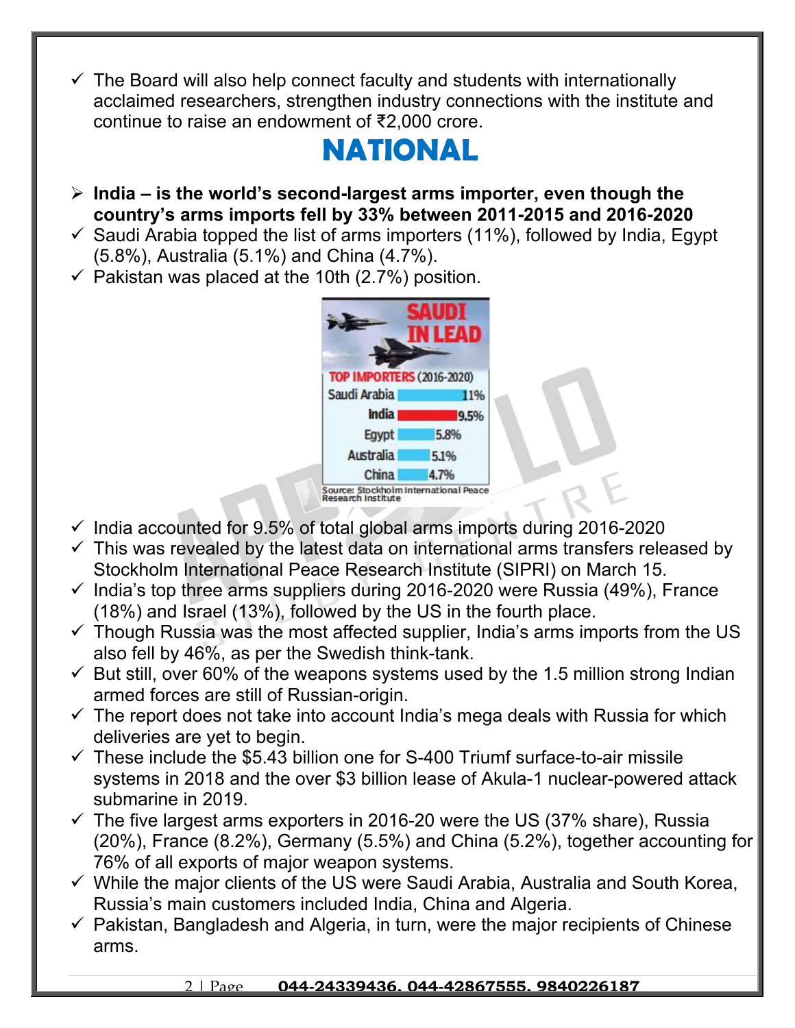- ✓ The Board will also help connect faculty and students with internationally acclaimed researchers, strengthen industry connections with the institute and continue to raise an endowment of ₹2,000 crore.

# NATIONAL

- **India – is the world's second-largest arms importer, even though the country's arms imports fell by 33% between 2011-2015 and 2016-2020**
- ✓ Saudi Arabia topped the list of arms importers (11%), followed by India, Egypt (5.8%), Australia (5.1%) and China (4.7%).
- ✓ Pakistan was placed at the 10th (2.7%) position.

**SAUDI IN LEAD**

**TOP IMPORTERS (2016-2020)**

| Country | Share |
| --- | --- |
| Saudi Arabia | 11% |
| India | 9.5% |
| Egypt | 5.8% |
| Australia | 5.1% |
| China | 4.7% |

Source: Stockholm International Peace Research Institute

- ✓ India accounted for 9.5% of total global arms imports during 2016-2020
- ✓ This was revealed by the latest data on international arms transfers released by Stockholm International Peace Research Institute (SIPRI) on March 15.
- ✓ India's top three arms suppliers during 2016-2020 were Russia (49%), France (18%) and Israel (13%), followed by the US in the fourth place.
- ✓ Though Russia was the most affected supplier, India's arms imports from the US also fell by 46%, as per the Swedish think-tank.
- ✓ But still, over 60% of the weapons systems used by the 1.5 million strong Indian armed forces are still of Russian-origin.
- ✓ The report does not take into account India's mega deals with Russia for which deliveries are yet to begin.
- ✓ These include the $5.43 billion one for S-400 Triumf surface-to-air missile systems in 2018 and the over $3 billion lease of Akula-1 nuclear-powered attack submarine in 2019.
- ✓ The five largest arms exporters in 2016-20 were the US (37% share), Russia (20%), France (8.2%), Germany (5.5%) and China (5.2%), together accounting for 76% of all exports of major weapon systems.
- ✓ While the major clients of the US were Saudi Arabia, Australia and South Korea, Russia's main customers included India, China and Algeria.
- ✓ Pakistan, Bangladesh and Algeria, in turn, were the major recipients of Chinese arms.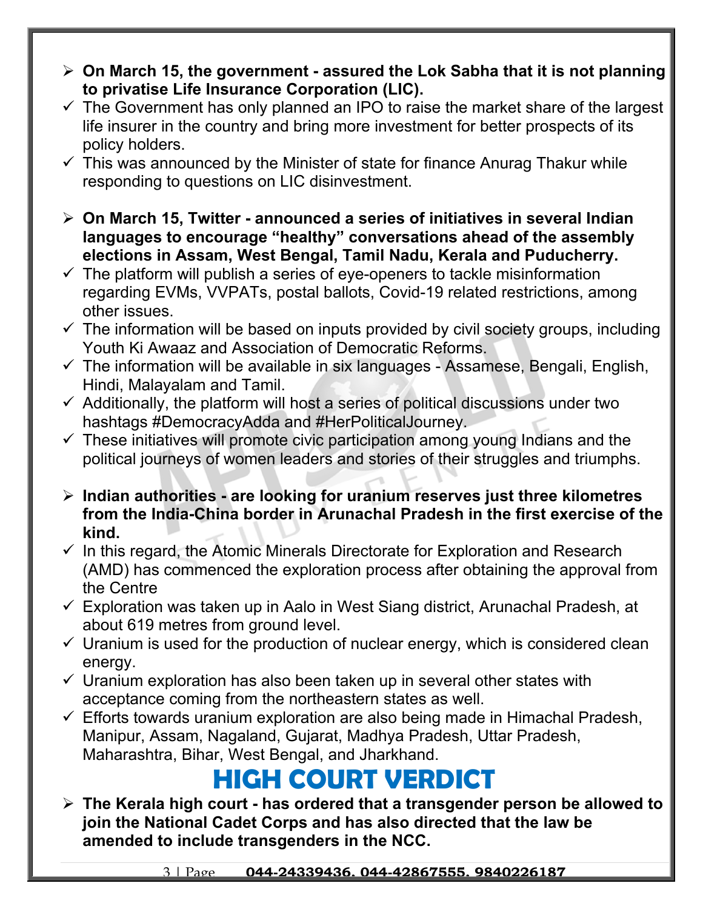- **On March 15, the government - assured the Lok Sabha that it is not planning to privatise Life Insurance Corporation (LIC).**
  - ✓ The Government has only planned an IPO to raise the market share of the largest life insurer in the country and bring more investment for better prospects of its policy holders.
  - ✓ This was announced by the Minister of state for finance Anurag Thakur while responding to questions on LIC disinvestment.

- **On March 15, Twitter - announced a series of initiatives in several Indian languages to encourage "healthy" conversations ahead of the assembly elections in Assam, West Bengal, Tamil Nadu, Kerala and Puducherry.**
  - ✓ The platform will publish a series of eye-openers to tackle misinformation regarding EVMs, VVPATs, postal ballots, Covid-19 related restrictions, among other issues.
  - ✓ The information will be based on inputs provided by civil society groups, including Youth Ki Awaaz and Association of Democratic Reforms.
  - ✓ The information will be available in six languages - Assamese, Bengali, English, Hindi, Malayalam and Tamil.
  - ✓ Additionally, the platform will host a series of political discussions under two hashtags #DemocracyAdda and #HerPoliticalJourney.
  - ✓ These initiatives will promote civic participation among young Indians and the political journeys of women leaders and stories of their struggles and triumphs.

- **Indian authorities - are looking for uranium reserves just three kilometres from the India-China border in Arunachal Pradesh in the first exercise of the kind.**
  - ✓ In this regard, the Atomic Minerals Directorate for Exploration and Research (AMD) has commenced the exploration process after obtaining the approval from the Centre
  - ✓ Exploration was taken up in Aalo in West Siang district, Arunachal Pradesh, at about 619 metres from ground level.
  - ✓ Uranium is used for the production of nuclear energy, which is considered clean energy.
  - ✓ Uranium exploration has also been taken up in several other states with acceptance coming from the northeastern states as well.
  - ✓ Efforts towards uranium exploration are also being made in Himachal Pradesh, Manipur, Assam, Nagaland, Gujarat, Madhya Pradesh, Uttar Pradesh, Maharashtra, Bihar, West Bengal, and Jharkhand.

# HIGH COURT VERDICT

- **The Kerala high court - has ordered that a transgender person be allowed to join the National Cadet Corps and has also directed that the law be amended to include transgenders in the NCC.**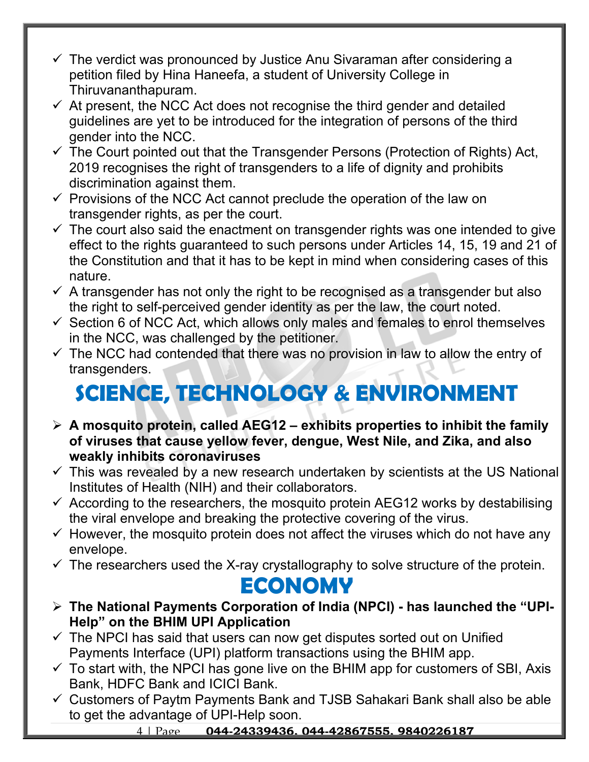- The verdict was pronounced by Justice Anu Sivaraman after considering a petition filed by Hina Haneefa, a student of University College in Thiruvananthapuram.
- At present, the NCC Act does not recognise the third gender and detailed guidelines are yet to be introduced for the integration of persons of the third gender into the NCC.
- The Court pointed out that the Transgender Persons (Protection of Rights) Act, 2019 recognises the right of transgenders to a life of dignity and prohibits discrimination against them.
- Provisions of the NCC Act cannot preclude the operation of the law on transgender rights, as per the court.
- The court also said the enactment on transgender rights was one intended to give effect to the rights guaranteed to such persons under Articles 14, 15, 19 and 21 of the Constitution and that it has to be kept in mind when considering cases of this nature.
- A transgender has not only the right to be recognised as a transgender but also the right to self-perceived gender identity as per the law, the court noted.
- Section 6 of NCC Act, which allows only males and females to enrol themselves in the NCC, was challenged by the petitioner.
- The NCC had contended that there was no provision in law to allow the entry of transgenders.

# SCIENCE, TECHNOLOGY & ENVIRONMENT

- **A mosquito protein, called AEG12 – exhibits properties to inhibit the family of viruses that cause yellow fever, dengue, West Nile, and Zika, and also weakly inhibits coronaviruses**
- This was revealed by a new research undertaken by scientists at the US National Institutes of Health (NIH) and their collaborators.
- According to the researchers, the mosquito protein AEG12 works by destabilising the viral envelope and breaking the protective covering of the virus.
- However, the mosquito protein does not affect the viruses which do not have any envelope.
- The researchers used the X-ray crystallography to solve structure of the protein.

# ECONOMY

- **The National Payments Corporation of India (NPCI) - has launched the "UPI-Help" on the BHIM UPI Application**
- The NPCI has said that users can now get disputes sorted out on Unified Payments Interface (UPI) platform transactions using the BHIM app.
- To start with, the NPCI has gone live on the BHIM app for customers of SBI, Axis Bank, HDFC Bank and ICICI Bank.
- Customers of Paytm Payments Bank and TJSB Sahakari Bank shall also be able to get the advantage of UPI-Help soon.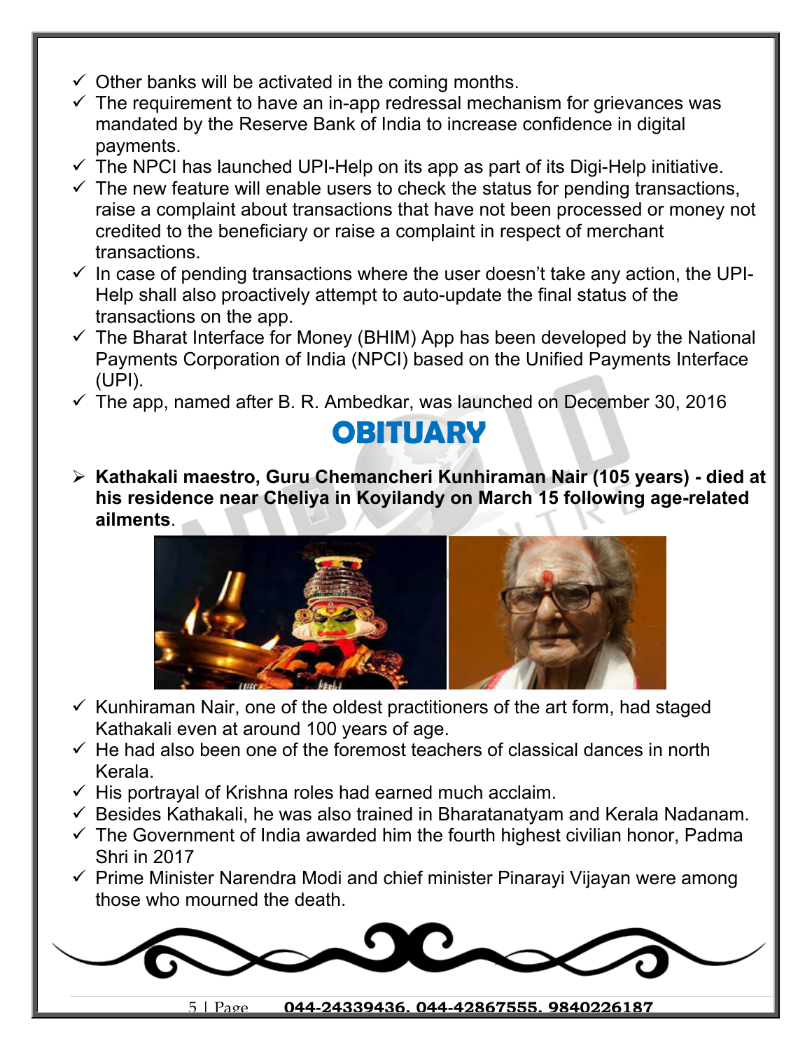- ✓ Other banks will be activated in the coming months.
- ✓ The requirement to have an in-app redressal mechanism for grievances was mandated by the Reserve Bank of India to increase confidence in digital payments.
- ✓ The NPCI has launched UPI-Help on its app as part of its Digi-Help initiative.
- ✓ The new feature will enable users to check the status for pending transactions, raise a complaint about transactions that have not been processed or money not credited to the beneficiary or raise a complaint in respect of merchant transactions.
- ✓ In case of pending transactions where the user doesn't take any action, the UPI-Help shall also proactively attempt to auto-update the final status of the transactions on the app.
- ✓ The Bharat Interface for Money (BHIM) App has been developed by the National Payments Corporation of India (NPCI) based on the Unified Payments Interface (UPI).
- ✓ The app, named after B. R. Ambedkar, was launched on December 30, 2016

# OBITUARY

- **Kathakali maestro, Guru Chemancheri Kunhiraman Nair (105 years) - died at his residence near Cheliya in Koyilandy on March 15 following age-related ailments**.

- ✓ Kunhiraman Nair, one of the oldest practitioners of the art form, had staged Kathakali even at around 100 years of age.
- ✓ He had also been one of the foremost teachers of classical dances in north Kerala.
- ✓ His portrayal of Krishna roles had earned much acclaim.
- ✓ Besides Kathakali, he was also trained in Bharatanatyam and Kerala Nadanam.
- ✓ The Government of India awarded him the fourth highest civilian honor, Padma Shri in 2017
- ✓ Prime Minister Narendra Modi and chief minister Pinarayi Vijayan were among those who mourned the death.